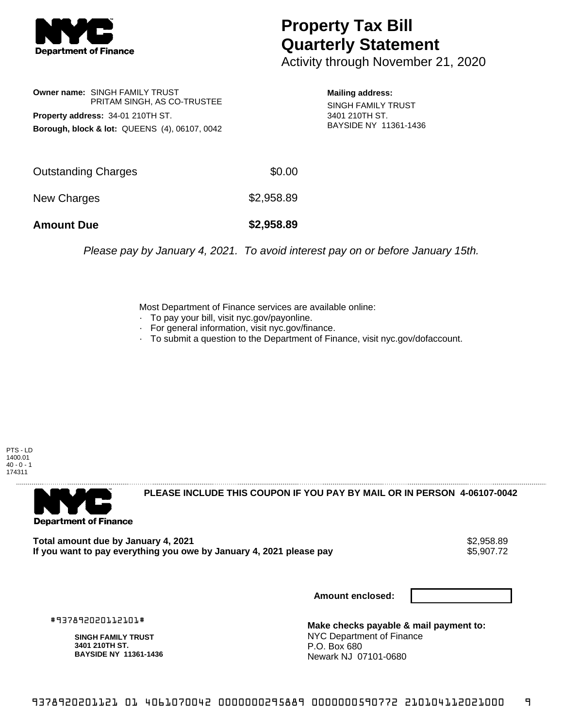# Property Tax Bill Quarterly Statement

Activity through November 21, 2020

**Owner name:** SINGH FAMILY TRUST
PRITAM SINGH, AS CO-TRUSTEE

**Property address:** 34-01 210TH ST.

**Borough, block & lot:** QUEENS (4), 06107, 0042

**Mailing address:**
SINGH FAMILY TRUST
3401 210TH ST.
BAYSIDE NY 11361-1436

| | |
|---|---|
| Outstanding Charges | $0.00 |
| New Charges | $2,958.89 |
| **Amount Due** | **$2,958.89** |

*Please pay by January 4, 2021. To avoid interest pay on or before January 15th.*

Most Department of Finance services are available online:

- To pay your bill, visit nyc.gov/payonline.
- For general information, visit nyc.gov/finance.
- To submit a question to the Department of Finance, visit nyc.gov/dofaccount.

PTS - LD
1400.01
40 - 0 - 1
174311

**PLEASE INCLUDE THIS COUPON IF YOU PAY BY MAIL OR IN PERSON 4-06107-0042**

| | |
|---|---|
| **Total amount due by January 4, 2021** | $2,958.89 |
| **If you want to pay everything you owe by January 4, 2021 please pay** | $5,907.72 |

**Amount enclosed:**

#937892020112101#

**SINGH FAMILY TRUST**
**3401 210TH ST.**
**BAYSIDE NY 11361-1436**

**Make checks payable & mail payment to:**
NYC Department of Finance
P.O. Box 680
Newark NJ 07101-0680

9378920201121 01 4061070042 0000000295889 0000000590772 210104112021000 9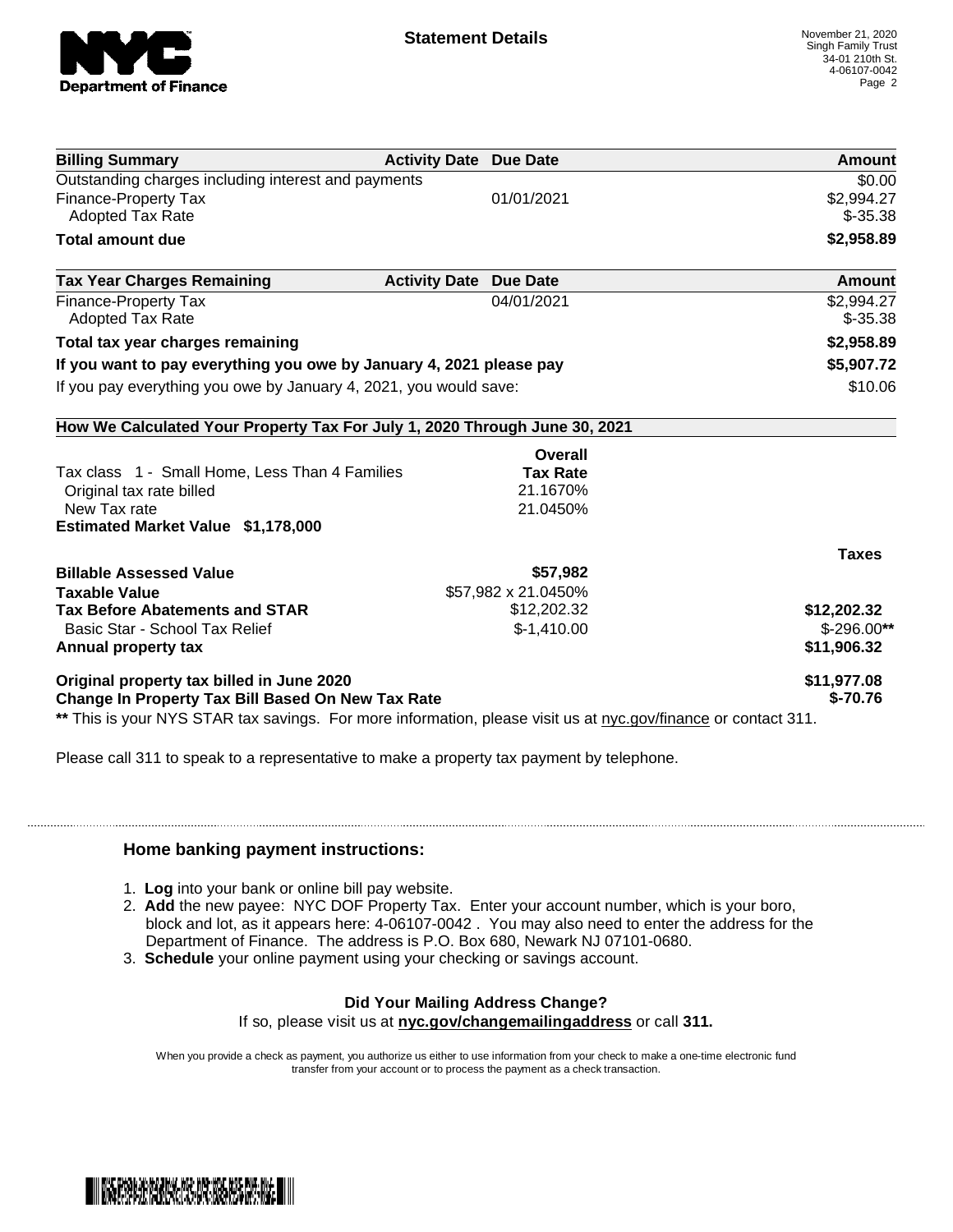# Statement Details

November 21, 2020
Singh Family Trust
34-01 210th St.
4-06107-0042

| Billing Summary | Activity Date | Due Date | Amount |
|---|---|---|---|
| Outstanding charges including interest and payments | | | $0.00 |
| Finance-Property Tax | | 01/01/2021 | $2,994.27 |
| Adopted Tax Rate | | | $-35.38 |
| **Total amount due** | | | **$2,958.89** |

| Tax Year Charges Remaining | Activity Date | Due Date | Amount |
|---|---|---|---|
| Finance-Property Tax | | 04/01/2021 | $2,994.27 |
| Adopted Tax Rate | | | $-35.38 |
| **Total tax year charges remaining** | | | **$2,958.89** |
| **If you want to pay everything you owe by January 4, 2021 please pay** | | | **$5,907.72** |
| If you pay everything you owe by January 4, 2021, you would save: | | | $10.06 |

**How We Calculated Your Property Tax For July 1, 2020 Through June 30, 2021**

| | Overall Tax Rate | |
|---|---|---|
| Tax class 1 - Small Home, Less Than 4 Families | | |
| Original tax rate billed | 21.1670% | |
| New Tax rate | 21.0450% | |
| **Estimated Market Value $1,178,000** | | |
| | | **Taxes** |
| **Billable Assessed Value** | **$57,982** | |
| **Taxable Value** | $57,982 x 21.0450% | |
| **Tax Before Abatements and STAR** | $12,202.32 | **$12,202.32** |
| Basic Star - School Tax Relief | $-1,410.00 | $-296.00** |
| **Annual property tax** | | **$11,906.32** |
| **Original property tax billed in June 2020** | | **$11,977.08** |
| **Change In Property Tax Bill Based On New Tax Rate** | | **$-70.76** |

** This is your NYS STAR tax savings. For more information, please visit us at nyc.gov/finance or contact 311.

Please call 311 to speak to a representative to make a property tax payment by telephone.

### Home banking payment instructions:

1. **Log** into your bank or online bill pay website.
2. **Add** the new payee: NYC DOF Property Tax. Enter your account number, which is your boro, block and lot, as it appears here: 4-06107-0042 . You may also need to enter the address for the Department of Finance. The address is P.O. Box 680, Newark NJ 07101-0680.
3. **Schedule** your online payment using your checking or savings account.

**Did Your Mailing Address Change?**

If so, please visit us at **nyc.gov/changemailingaddress** or call **311.**

When you provide a check as payment, you authorize us either to use information from your check to make a one-time electronic fund transfer from your account or to process the payment as a check transaction.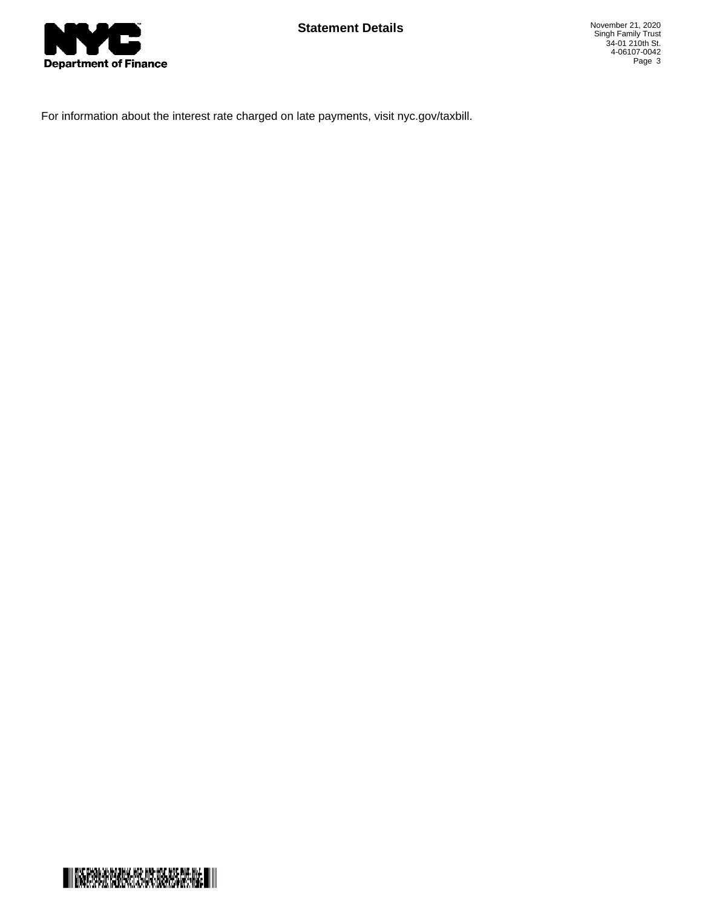For information about the interest rate charged on late payments, visit nyc.gov/taxbill.